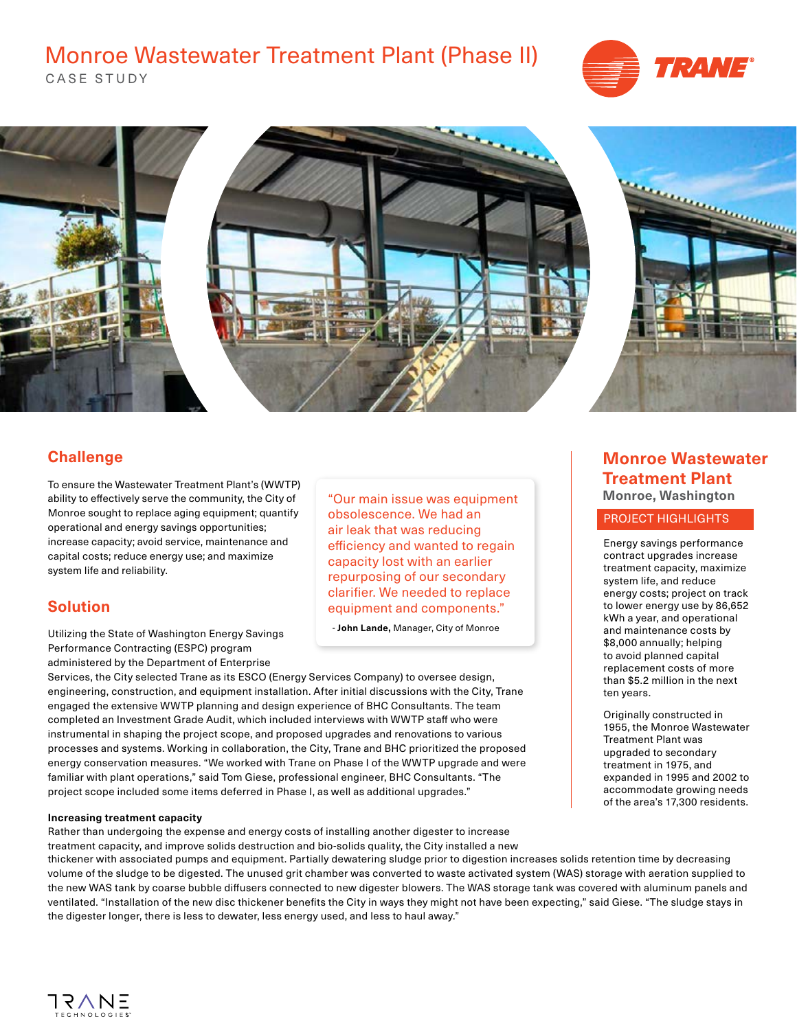# Monroe Wastewater Treatment Plant (Phase II)

CASE STUDY

## Challenge

To ensure the Wastewater Treatment Plant's (WWTP) ability to effectively serve the community, the City of Monroe sought to replace aging equipment; quantify operational and energy savings opportunities; increase capacity; avoid service, maintenance and capital costs; reduce energy use; and maximize system life and reliability.

> "Our main issue was equipment obsolescence. We had an air leak that was reducing efficiency and wanted to regain capacity lost with an earlier repurposing of our secondary clarifier. We needed to replace equipment and components."
>
> - **John Lande,** Manager, City of Monroe

## Solution

Utilizing the State of Washington Energy Savings Performance Contracting (ESPC) program administered by the Department of Enterprise Services, the City selected Trane as its ESCO (Energy Services Company) to oversee design, engineering, construction, and equipment installation. After initial discussions with the City, Trane engaged the extensive WWTP planning and design experience of BHC Consultants. The team completed an Investment Grade Audit, which included interviews with WWTP staff who were instrumental in shaping the project scope, and proposed upgrades and renovations to various processes and systems. Working in collaboration, the City, Trane and BHC prioritized the proposed energy conservation measures. "We worked with Trane on Phase I of the WWTP upgrade and were familiar with plant operations," said Tom Giese, professional engineer, BHC Consultants. "The project scope included some items deferred in Phase I, as well as additional upgrades."

**Increasing treatment capacity**

Rather than undergoing the expense and energy costs of installing another digester to increase treatment capacity, and improve solids destruction and bio-solids quality, the City installed a new thickener with associated pumps and equipment. Partially dewatering sludge prior to digestion increases solids retention time by decreasing volume of the sludge to be digested. The unused grit chamber was converted to waste activated system (WAS) storage with aeration supplied to the new WAS tank by coarse bubble diffusers connected to new digester blowers. The WAS storage tank was covered with aluminum panels and ventilated. "Installation of the new disc thickener benefits the City in ways they might not have been expecting," said Giese. "The sludge stays in the digester longer, there is less to dewater, less energy used, and less to haul away."

## Monroe Wastewater Treatment Plant

**Monroe, Washington**

### PROJECT HIGHLIGHTS

Energy savings performance contract upgrades increase treatment capacity, maximize system life, and reduce energy costs; project on track to lower energy use by 86,652 kWh a year, and operational and maintenance costs by $8,000 annually; helping to avoid planned capital replacement costs of more than $5.2 million in the next ten years.

Originally constructed in 1955, the Monroe Wastewater Treatment Plant was upgraded to secondary treatment in 1975, and expanded in 1995 and 2002 to accommodate growing needs of the area's 17,300 residents.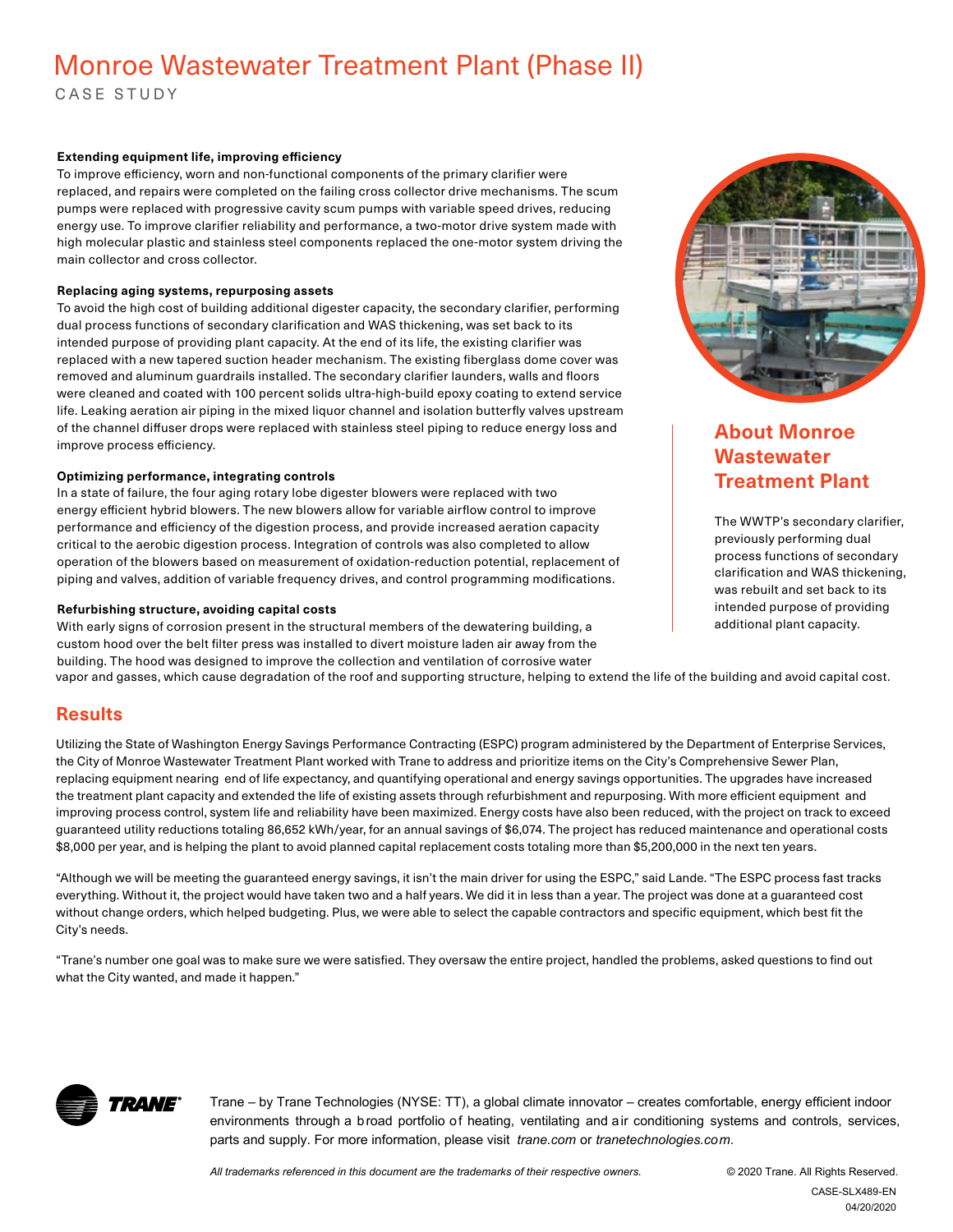# Monroe Wastewater Treatment Plant (Phase II)

CASE STUDY

**Extending equipment life, improving efficiency**

To improve efficiency, worn and non-functional components of the primary clarifier were replaced, and repairs were completed on the failing cross collector drive mechanisms. The scum pumps were replaced with progressive cavity scum pumps with variable speed drives, reducing energy use. To improve clarifier reliability and performance, a two-motor drive system made with high molecular plastic and stainless steel components replaced the one-motor system driving the main collector and cross collector.

**Replacing aging systems, repurposing assets**

To avoid the high cost of building additional digester capacity, the secondary clarifier, performing dual process functions of secondary clarification and WAS thickening, was set back to its intended purpose of providing plant capacity. At the end of its life, the existing clarifier was replaced with a new tapered suction header mechanism. The existing fiberglass dome cover was removed and aluminum guardrails installed. The secondary clarifier launders, walls and floors were cleaned and coated with 100 percent solids ultra-high-build epoxy coating to extend service life. Leaking aeration air piping in the mixed liquor channel and isolation butterfly valves upstream of the channel diffuser drops were replaced with stainless steel piping to reduce energy loss and improve process efficiency.

**Optimizing performance, integrating controls**

In a state of failure, the four aging rotary lobe digester blowers were replaced with two energy efficient hybrid blowers. The new blowers allow for variable airflow control to improve performance and efficiency of the digestion process, and provide increased aeration capacity critical to the aerobic digestion process. Integration of controls was also completed to allow operation of the blowers based on measurement of oxidation-reduction potential, replacement of piping and valves, addition of variable frequency drives, and control programming modifications.

**Refurbishing structure, avoiding capital costs**

With early signs of corrosion present in the structural members of the dewatering building, a custom hood over the belt filter press was installed to divert moisture laden air away from the building. The hood was designed to improve the collection and ventilation of corrosive water vapor and gasses, which cause degradation of the roof and supporting structure, helping to extend the life of the building and avoid capital cost.

## About Monroe Wastewater Treatment Plant

The WWTP's secondary clarifier, previously performing dual process functions of secondary clarification and WAS thickening, was rebuilt and set back to its intended purpose of providing additional plant capacity.

## Results

Utilizing the State of Washington Energy Savings Performance Contracting (ESPC) program administered by the Department of Enterprise Services, the City of Monroe Wastewater Treatment Plant worked with Trane to address and prioritize items on the City's Comprehensive Sewer Plan, replacing equipment nearing end of life expectancy, and quantifying operational and energy savings opportunities. The upgrades have increased the treatment plant capacity and extended the life of existing assets through refurbishment and repurposing. With more efficient equipment and improving process control, system life and reliability have been maximized. Energy costs have also been reduced, with the project on track to exceed guaranteed utility reductions totaling 86,652 kWh/year, for an annual savings of $6,074. The project has reduced maintenance and operational costs $8,000 per year, and is helping the plant to avoid planned capital replacement costs totaling more than $5,200,000 in the next ten years.

"Although we will be meeting the guaranteed energy savings, it isn't the main driver for using the ESPC," said Lande. "The ESPC process fast tracks everything. Without it, the project would have taken two and a half years. We did it in less than a year. The project was done at a guaranteed cost without change orders, which helped budgeting. Plus, we were able to select the capable contractors and specific equipment, which best fit the City's needs.

"Trane's number one goal was to make sure we were satisfied. They oversaw the entire project, handled the problems, asked questions to find out what the City wanted, and made it happen."

Trane – by Trane Technologies (NYSE: TT), a global climate innovator – creates comfortable, energy efficient indoor environments through a broad portfolio of heating, ventilating and air conditioning systems and controls, services, parts and supply. For more information, please visit *trane.com* or *tranetechnologies.com*.

*All trademarks referenced in this document are the trademarks of their respective owners.*

© 2020 Trane. All Rights Reserved.

CASE-SLX489-EN
04/20/2020